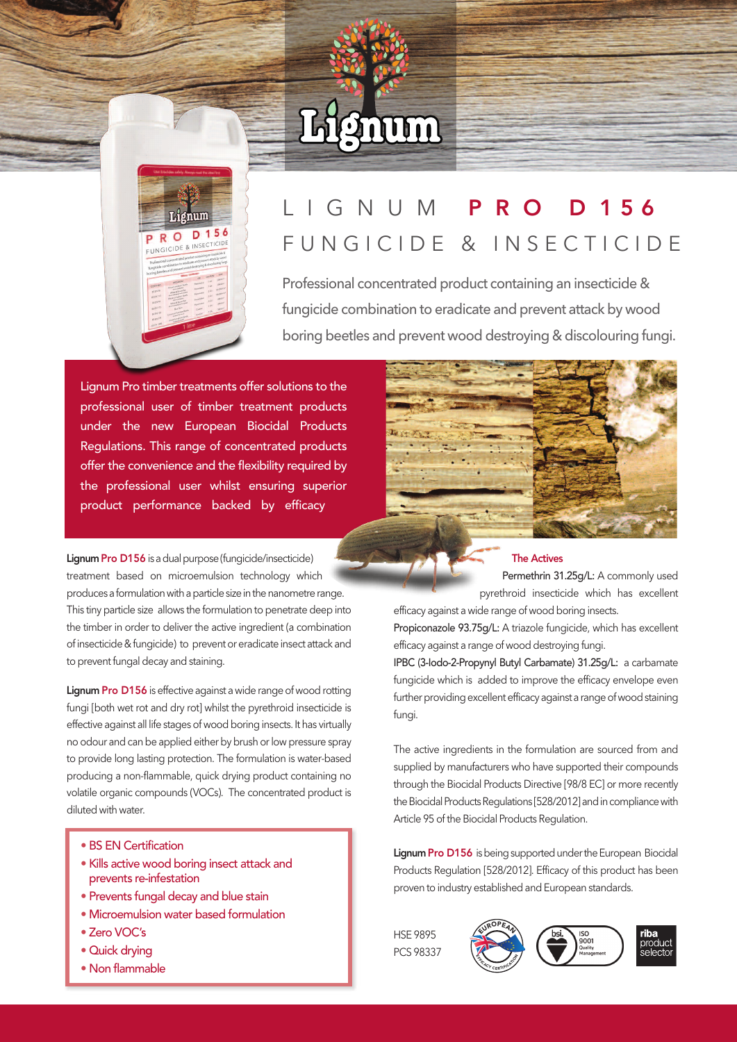# LIGNUM PRO D156
## FUNGICIDE & INSECTICIDE

Professional concentrated product containing an insecticide & fungicide combination to eradicate and prevent attack by wood boring beetles and prevent wood destroying & discolouring fungi.

Lignum Pro timber treatments offer solutions to the professional user of timber treatment products under the new European Biocidal Products Regulations. This range of concentrated products offer the convenience and the flexibility required by the professional user whilst ensuring superior product performance backed by efficacy

**Lignum Pro D156** is a dual purpose (fungicide/insecticide) treatment based on microemulsion technology which produces a formulation with a particle size in the nanometre range. This tiny particle size allows the formulation to penetrate deep into the timber in order to deliver the active ingredient (a combination of insecticide & fungicide) to prevent or eradicate insect attack and to prevent fungal decay and staining.

**Lignum Pro D156** is effective against a wide range of wood rotting fungi [both wet rot and dry rot] whilst the pyrethroid insecticide is effective against all life stages of wood boring insects. It has virtually no odour and can be applied either by brush or low pressure spray to provide long lasting protection. The formulation is water-based producing a non-flammable, quick drying product containing no volatile organic compounds (VOCs). The concentrated product is diluted with water.

- BS EN Certification
- Kills active wood boring insect attack and prevents re-infestation
- Prevents fungal decay and blue stain
- Microemulsion water based formulation
- Zero VOC's
- Quick drying
- Non flammable

### The Actives

**Permethrin 31.25g/L:** A commonly used pyrethroid insecticide which has excellent efficacy against a wide range of wood boring insects.

**Propiconazole 93.75g/L:** A triazole fungicide, which has excellent efficacy against a range of wood destroying fungi.

**IPBC (3-Iodo-2-Propynyl Butyl Carbamate) 31.25g/L:** a carbamate fungicide which is added to improve the efficacy envelope even further providing excellent efficacy against a range of wood staining fungi.

The active ingredients in the formulation are sourced from and supplied by manufacturers who have supported their compounds through the Biocidal Products Directive [98/8 EC] or more recently the Biocidal Products Regulations [528/2012] and in compliance with Article 95 of the Biocidal Products Regulation.

**Lignum Pro D156** is being supported under the European Biocidal Products Regulation [528/2012]. Efficacy of this product has been proven to industry established and European standards.

HSE 9895
PCS 98337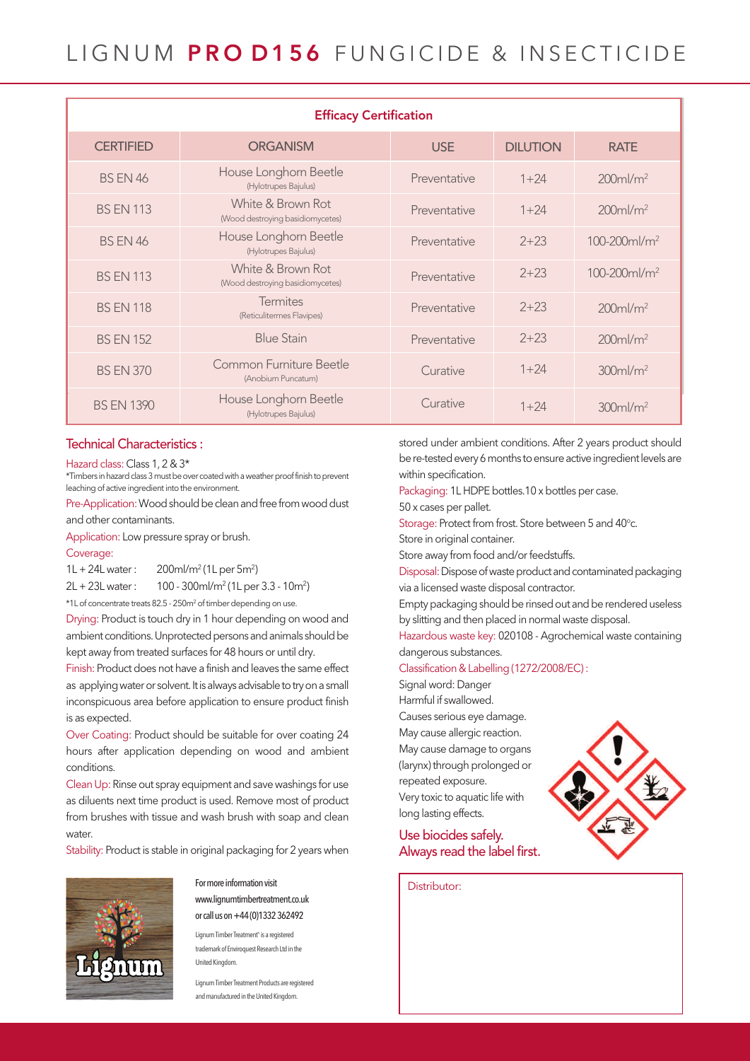# LIGNUM **PRO D156** FUNGICIDE & INSECTICIDE

| Efficacy Certification | | | | |
|---|---|---|---|---|
| CERTIFIED | ORGANISM | USE | DILUTION | RATE |
| BS EN 46 | House Longhorn Beetle (Hylotrupes Bajulus) | Preventative | 1+24 | 200ml/m² |
| BS EN 113 | White & Brown Rot (Wood destroying basidiomycetes) | Preventative | 1+24 | 200ml/m² |
| BS EN 46 | House Longhorn Beetle (Hylotrupes Bajulus) | Preventative | 2+23 | 100-200ml/m² |
| BS EN 113 | White & Brown Rot (Wood destroying basidiomycetes) | Preventative | 2+23 | 100-200ml/m² |
| BS EN 118 | Termites (Reticulitermes Flavipes) | Preventative | 2+23 | 200ml/m² |
| BS EN 152 | Blue Stain | Preventative | 2+23 | 200ml/m² |
| BS EN 370 | Common Furniture Beetle (Anobium Puncatum) | Curative | 1+24 | 300ml/m² |
| BS EN 1390 | House Longhorn Beetle (Hylotrupes Bajulus) | Curative | 1+24 | 300ml/m² |

## Technical Characteristics :

Hazard class: Class 1, 2 & 3*

*Timbers in hazard class 3 must be over coated with a weather proof finish to prevent leaching of active ingredient into the environment.

Pre-Application: Wood should be clean and free from wood dust and other contaminants.

Application: Low pressure spray or brush.

Coverage:

1L + 24L water : 200ml/m² (1L per 5m²)

2L + 23L water : 100 - 300ml/m² (1L per 3.3 - 10m²)

*1L of concentrate treats 82.5 - 250m² of timber depending on use.

Drying: Product is touch dry in 1 hour depending on wood and ambient conditions. Unprotected persons and animals should be kept away from treated surfaces for 48 hours or until dry.

Finish: Product does not have a finish and leaves the same effect as applying water or solvent. It is always advisable to try on a small inconspicuous area before application to ensure product finish is as expected.

Over Coating: Product should be suitable for over coating 24 hours after application depending on wood and ambient conditions.

Clean Up: Rinse out spray equipment and save washings for use as diluents next time product is used. Remove most of product from brushes with tissue and wash brush with soap and clean water.

Stability: Product is stable in original packaging for 2 years when stored under ambient conditions. After 2 years product should be re-tested every 6 months to ensure active ingredient levels are within specification.

Packaging: 1L HDPE bottles. 10 x bottles per case.
50 x cases per pallet.

Storage: Protect from frost. Store between 5 and 40°c.
Store in original container.
Store away from food and/or feedstuffs.

Disposal: Dispose of waste product and contaminated packaging via a licensed waste disposal contractor.
Empty packaging should be rinsed out and be rendered useless by slitting and then placed in normal waste disposal.

Hazardous waste key: 020108 - Agrochemical waste containing dangerous substances.

Classification & Labelling (1272/2008/EC) :

Signal word: Danger
Harmful if swallowed.
Causes serious eye damage.
May cause allergic reaction.
May cause damage to organs (larynx) through prolonged or repeated exposure.
Very toxic to aquatic life with long lasting effects.

**Use biocides safely.
Always read the label first.**

For more information visit
www.lignumtimbertreatment.co.uk
or call us on +44 (0)1332 362492

Lignum Timber Treatment® is a registered trademark of Enviroquest Research Ltd in the United Kingdom.

Lignum Timber Treatment Products are registered and manufactured in the United Kingdom.

Distributor: